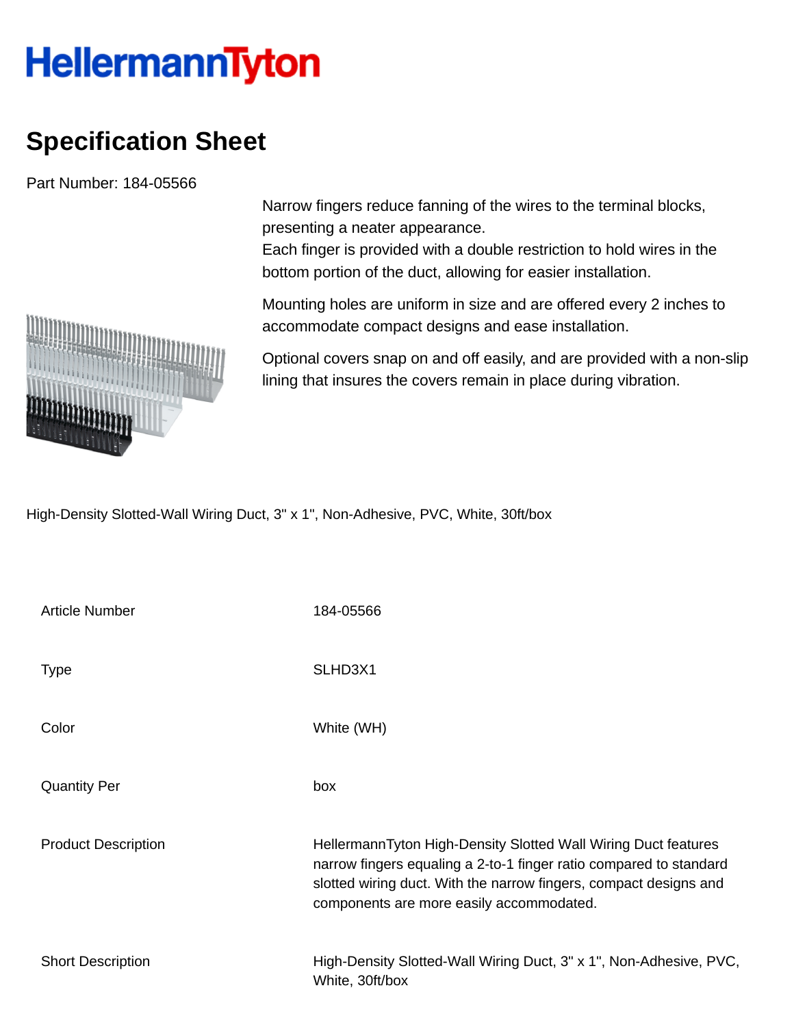HellermannTyton

# Specification Sheet

Part Number: 184-05566

Narrow fingers reduce fanning of the wires to the terminal blocks, presenting a neater appearance.
Each finger is provided with a double restriction to hold wires in the bottom portion of the duct, allowing for easier installation.

Mounting holes are uniform in size and are offered every 2 inches to accommodate compact designs and ease installation.

Optional covers snap on and off easily, and are provided with a non-slip lining that insures the covers remain in place during vibration.

High-Density Slotted-Wall Wiring Duct, 3" x 1", Non-Adhesive, PVC, White, 30ft/box

| | |
|---|---|
| Article Number | 184-05566 |
| Type | SLHD3X1 |
| Color | White (WH) |
| Quantity Per | box |
| Product Description | HellermannTyton High-Density Slotted Wall Wiring Duct features narrow fingers equaling a 2-to-1 finger ratio compared to standard slotted wiring duct. With the narrow fingers, compact designs and components are more easily accommodated. |
| Short Description | High-Density Slotted-Wall Wiring Duct, 3" x 1", Non-Adhesive, PVC, White, 30ft/box |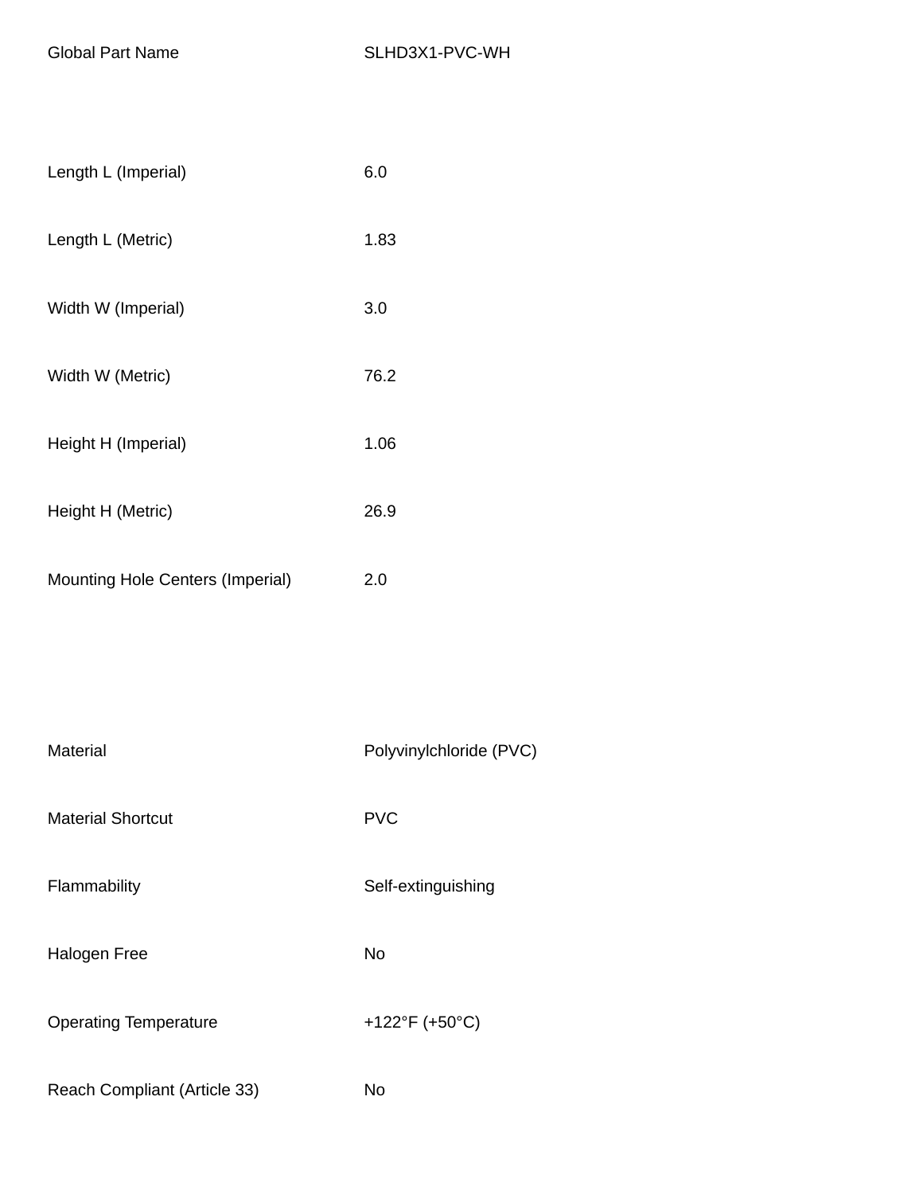| | |
|---|---|
| Global Part Name | SLHD3X1-PVC-WH |

| | |
|---|---|
| Length L (Imperial) | 6.0 |
| Length L (Metric) | 1.83 |
| Width W (Imperial) | 3.0 |
| Width W (Metric) | 76.2 |
| Height H (Imperial) | 1.06 |
| Height H (Metric) | 26.9 |
| Mounting Hole Centers (Imperial) | 2.0 |

| | |
|---|---|
| Material | Polyvinylchloride (PVC) |
| Material Shortcut | PVC |
| Flammability | Self-extinguishing |
| Halogen Free | No |
| Operating Temperature | +122°F (+50°C) |
| Reach Compliant (Article 33) | No |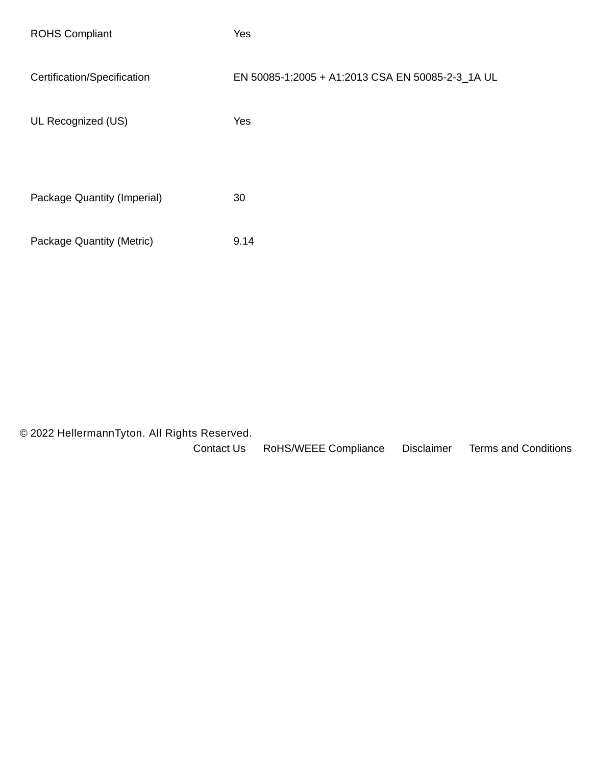| | |
|---|---|
| ROHS Compliant | Yes |
| Certification/Specification | EN 50085-1:2005 + A1:2013 CSA EN 50085-2-3_1A UL |
| UL Recognized (US) | Yes |
| Package Quantity (Imperial) | 30 |
| Package Quantity (Metric) | 9.14 |

© 2022 HellermannTyton. All Rights Reserved.

Contact Us RoHS/WEEE Compliance Disclaimer Terms and Conditions